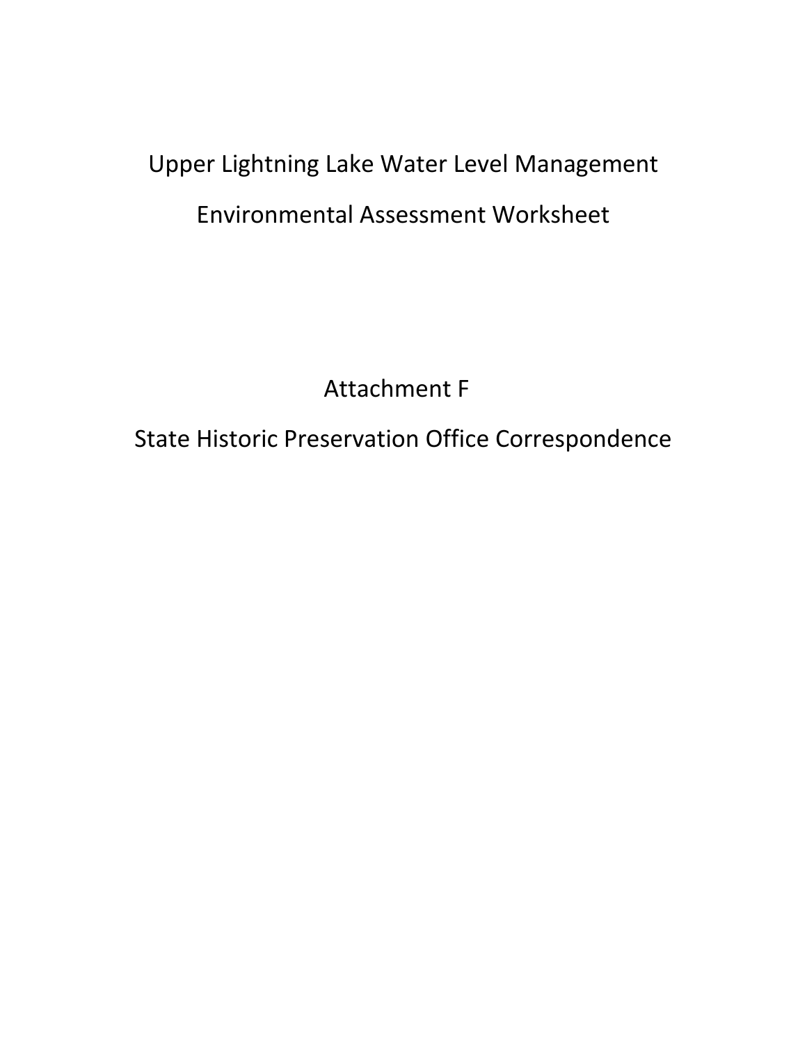# Upper Lightning Lake Water Level Management

# Environmental Assessment Worksheet

## Attachment F

## State Historic Preservation Office Correspondence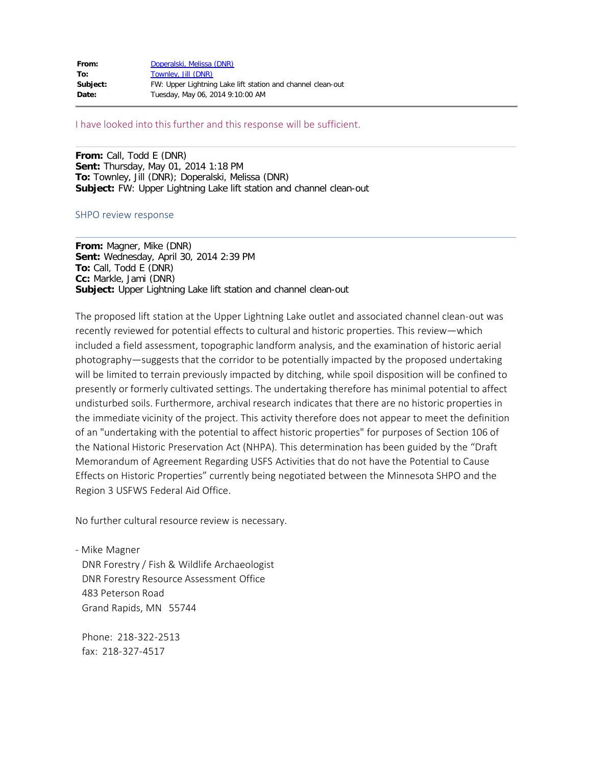**From:** Doperalski, Melissa (DNR)
**To:** Townley, Jill (DNR)
**Subject:** FW: Upper Lightning Lake lift station and channel clean-out
**Date:** Tuesday, May 06, 2014 9:10:00 AM

---

I have looked into this further and this response will be sufficient.

---

**From:** Call, Todd E (DNR)
**Sent:** Thursday, May 01, 2014 1:18 PM
**To:** Townley, Jill (DNR); Doperalski, Melissa (DNR)
**Subject:** FW: Upper Lightning Lake lift station and channel clean-out

SHPO review response

---

**From:** Magner, Mike (DNR)
**Sent:** Wednesday, April 30, 2014 2:39 PM
**To:** Call, Todd E (DNR)
**Cc:** Markle, Jami (DNR)
**Subject:** Upper Lightning Lake lift station and channel clean-out

The proposed lift station at the Upper Lightning Lake outlet and associated channel clean-out was recently reviewed for potential effects to cultural and historic properties. This review—which included a field assessment, topographic landform analysis, and the examination of historic aerial photography—suggests that the corridor to be potentially impacted by the proposed undertaking will be limited to terrain previously impacted by ditching, while spoil disposition will be confined to presently or formerly cultivated settings. The undertaking therefore has minimal potential to affect undisturbed soils. Furthermore, archival research indicates that there are no historic properties in the immediate vicinity of the project. This activity therefore does not appear to meet the definition of an "undertaking with the potential to affect historic properties" for purposes of Section 106 of the National Historic Preservation Act (NHPA). This determination has been guided by the "Draft Memorandum of Agreement Regarding USFS Activities that do not have the Potential to Cause Effects on Historic Properties" currently being negotiated between the Minnesota SHPO and the Region 3 USFWS Federal Aid Office.

No further cultural resource review is necessary.

- Mike Magner
  DNR Forestry / Fish & Wildlife Archaeologist
  DNR Forestry Resource Assessment Office
  483 Peterson Road
  Grand Rapids, MN 55744

  Phone: 218-322-2513
  fax: 218-327-4517